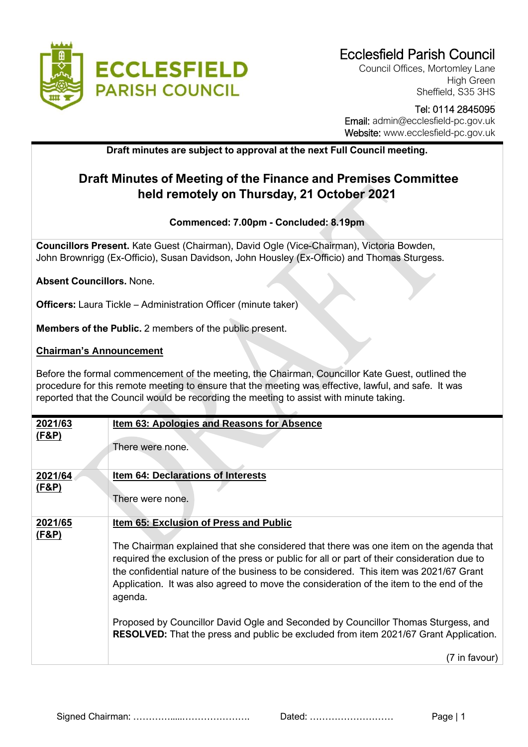# Ecclesfield Parish Council

Council Offices, Mortomley Lane
High Green
Sheffield, S35 3HS

Tel: 0114 2845095
Email: admin@ecclesfield-pc.gov.uk
Website: www.ecclesfield-pc.gov.uk

**Draft minutes are subject to approval at the next Full Council meeting.**

## Draft Minutes of Meeting of the Finance and Premises Committee held remotely on Thursday, 21 October 2021

**Commenced: 7.00pm - Concluded: 8.19pm**

**Councillors Present.** Kate Guest (Chairman), David Ogle (Vice-Chairman), Victoria Bowden, John Brownrigg (Ex-Officio), Susan Davidson, John Housley (Ex-Officio) and Thomas Sturgess.

**Absent Councillors.** None.

**Officers:** Laura Tickle – Administration Officer (minute taker)

**Members of the Public.** 2 members of the public present.

**Chairman's Announcement**

Before the formal commencement of the meeting, the Chairman, Councillor Kate Guest, outlined the procedure for this remote meeting to ensure that the meeting was effective, lawful, and safe. It was reported that the Council would be recording the meeting to assist with minute taking.

| | |
|---|---|
| **2021/63 (F&P)** | **Item 63: Apologies and Reasons for Absence**<br><br>There were none. |
| **2021/64 (F&P)** | **Item 64: Declarations of Interests**<br><br>There were none. |
| **2021/65 (F&P)** | **Item 65: Exclusion of Press and Public**<br><br>The Chairman explained that she considered that there was one item on the agenda that required the exclusion of the press or public for all or part of their consideration due to the confidential nature of the business to be considered. This item was 2021/67 Grant Application. It was also agreed to move the consideration of the item to the end of the agenda.<br><br>Proposed by Councillor David Ogle and Seconded by Councillor Thomas Sturgess, and **RESOLVED:** That the press and public be excluded from item 2021/67 Grant Application.<br><br>(7 in favour) |

Signed Chairman: …………......…………………. Dated: ………………………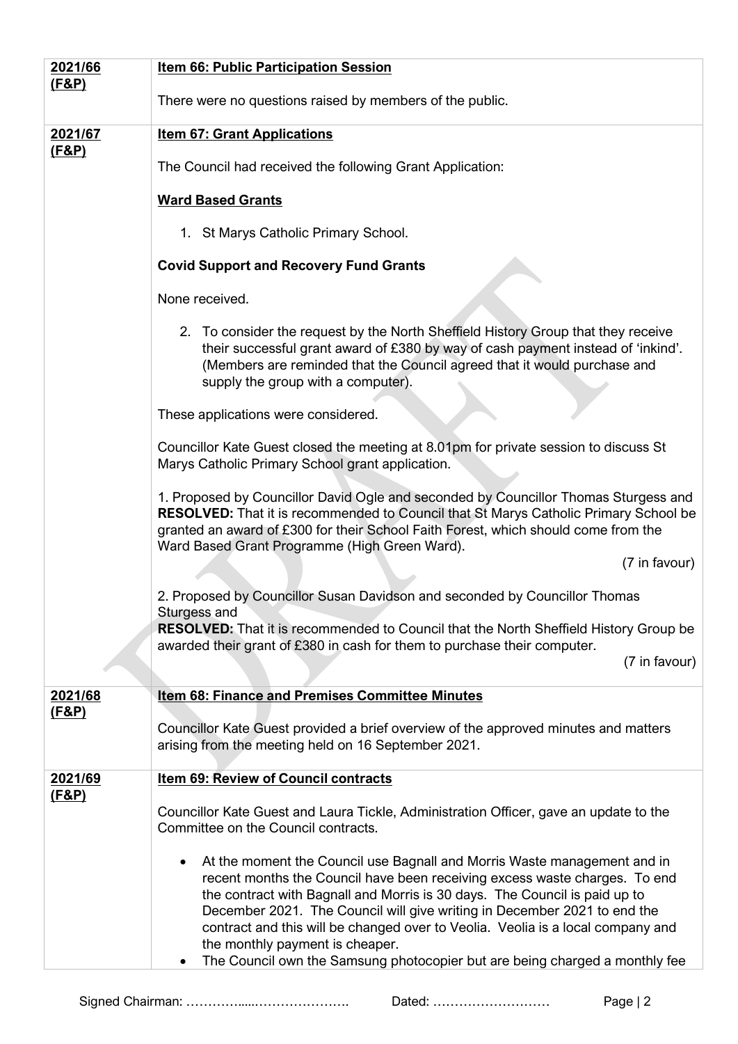| | |
|---|---|
| **2021/66 (F&P)** | **Item 66: Public Participation Session**<br><br>There were no questions raised by members of the public. |
| **2021/67 (F&P)** | **Item 67: Grant Applications**<br><br>The Council had received the following Grant Application:<br><br>**Ward Based Grants**<br><br>1. St Marys Catholic Primary School.<br><br>**Covid Support and Recovery Fund Grants**<br><br>None received.<br><br>2. To consider the request by the North Sheffield History Group that they receive their successful grant award of £380 by way of cash payment instead of 'inkind'. (Members are reminded that the Council agreed that it would purchase and supply the group with a computer).<br><br>These applications were considered.<br><br>Councillor Kate Guest closed the meeting at 8.01pm for private session to discuss St Marys Catholic Primary School grant application.<br><br>1. Proposed by Councillor David Ogle and seconded by Councillor Thomas Sturgess and **RESOLVED:** That it is recommended to Council that St Marys Catholic Primary School be granted an award of £300 for their School Faith Forest, which should come from the Ward Based Grant Programme (High Green Ward).<br>(7 in favour)<br><br>2. Proposed by Councillor Susan Davidson and seconded by Councillor Thomas Sturgess and<br>**RESOLVED:** That it is recommended to Council that the North Sheffield History Group be awarded their grant of £380 in cash for them to purchase their computer.<br>(7 in favour) |
| **2021/68 (F&P)** | **Item 68: Finance and Premises Committee Minutes**<br><br>Councillor Kate Guest provided a brief overview of the approved minutes and matters arising from the meeting held on 16 September 2021. |
| **2021/69 (F&P)** | **Item 69: Review of Council contracts**<br><br>Councillor Kate Guest and Laura Tickle, Administration Officer, gave an update to the Committee on the Council contracts.<br><br>• At the moment the Council use Bagnall and Morris Waste management and in recent months the Council have been receiving excess waste charges. To end the contract with Bagnall and Morris is 30 days. The Council is paid up to December 2021. The Council will give writing in December 2021 to end the contract and this will be changed over to Veolia. Veolia is a local company and the monthly payment is cheaper.<br>• The Council own the Samsung photocopier but are being charged a monthly fee |

Signed Chairman: …………......…………………. Dated: ………………………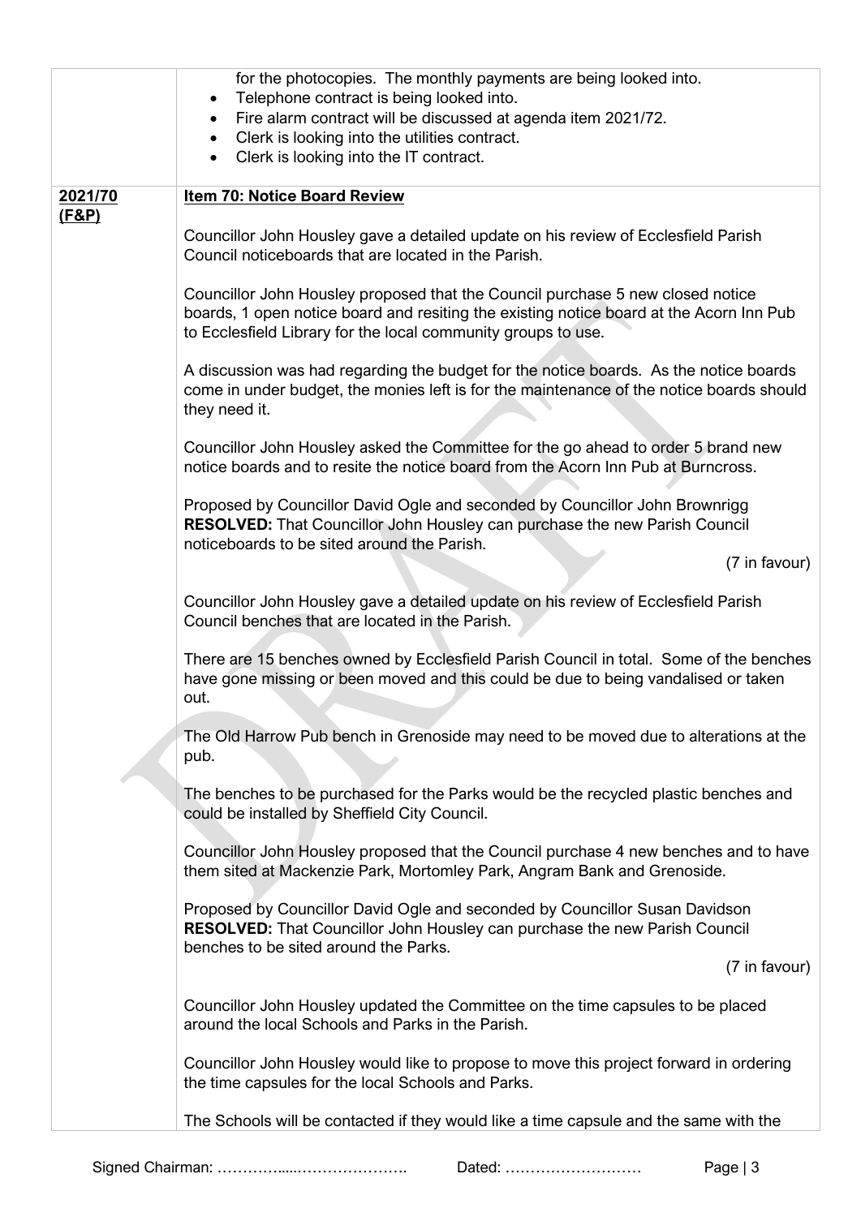|  |  |
|---|---|
|  | for the photocopies. The monthly payments are being looked into.<br>• Telephone contract is being looked into.<br>• Fire alarm contract will be discussed at agenda item 2021/72.<br>• Clerk is looking into the utilities contract.<br>• Clerk is looking into the IT contract. |
| **2021/70 (F&P)** | **Item 70: Notice Board Review**<br><br>Councillor John Housley gave a detailed update on his review of Ecclesfield Parish Council noticeboards that are located in the Parish.<br><br>Councillor John Housley proposed that the Council purchase 5 new closed notice boards, 1 open notice board and resiting the existing notice board at the Acorn Inn Pub to Ecclesfield Library for the local community groups to use.<br><br>A discussion was had regarding the budget for the notice boards. As the notice boards come in under budget, the monies left is for the maintenance of the notice boards should they need it.<br><br>Councillor John Housley asked the Committee for the go ahead to order 5 brand new notice boards and to resite the notice board from the Acorn Inn Pub at Burncross.<br><br>Proposed by Councillor David Ogle and seconded by Councillor John Brownrigg<br>**RESOLVED:** That Councillor John Housley can purchase the new Parish Council noticeboards to be sited around the Parish.<br>(7 in favour)<br><br>Councillor John Housley gave a detailed update on his review of Ecclesfield Parish Council benches that are located in the Parish.<br><br>There are 15 benches owned by Ecclesfield Parish Council in total. Some of the benches have gone missing or been moved and this could be due to being vandalised or taken out.<br><br>The Old Harrow Pub bench in Grenoside may need to be moved due to alterations at the pub.<br><br>The benches to be purchased for the Parks would be the recycled plastic benches and could be installed by Sheffield City Council.<br><br>Councillor John Housley proposed that the Council purchase 4 new benches and to have them sited at Mackenzie Park, Mortomley Park, Angram Bank and Grenoside.<br><br>Proposed by Councillor David Ogle and seconded by Councillor Susan Davidson<br>**RESOLVED:** That Councillor John Housley can purchase the new Parish Council benches to be sited around the Parks.<br>(7 in favour)<br><br>Councillor John Housley updated the Committee on the time capsules to be placed around the local Schools and Parks in the Parish.<br><br>Councillor John Housley would like to propose to move this project forward in ordering the time capsules for the local Schools and Parks.<br><br>The Schools will be contacted if they would like a time capsule and the same with the |

Signed Chairman: …………….....…………………. Dated: ………………………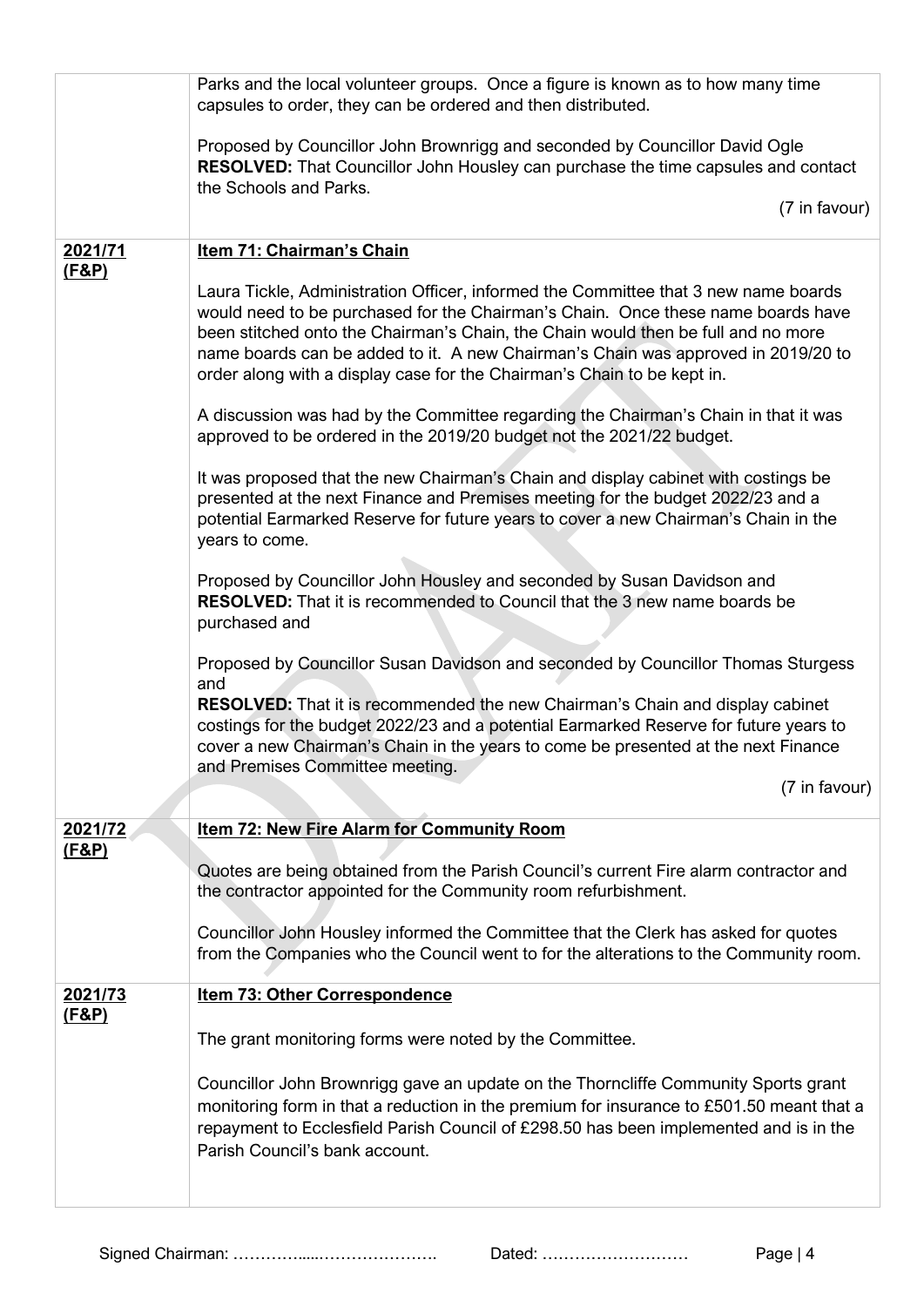| | |
|---|---|
| | Parks and the local volunteer groups. Once a figure is known as to how many time capsules to order, they can be ordered and then distributed.<br><br>Proposed by Councillor John Brownrigg and seconded by Councillor David Ogle<br>**RESOLVED:** That Councillor John Housley can purchase the time capsules and contact the Schools and Parks.<br><br>(7 in favour) |
| **2021/71 (F&P)** | **Item 71: Chairman's Chain**<br><br>Laura Tickle, Administration Officer, informed the Committee that 3 new name boards would need to be purchased for the Chairman's Chain. Once these name boards have been stitched onto the Chairman's Chain, the Chain would then be full and no more name boards can be added to it. A new Chairman's Chain was approved in 2019/20 to order along with a display case for the Chairman's Chain to be kept in.<br><br>A discussion was had by the Committee regarding the Chairman's Chain in that it was approved to be ordered in the 2019/20 budget not the 2021/22 budget.<br><br>It was proposed that the new Chairman's Chain and display cabinet with costings be presented at the next Finance and Premises meeting for the budget 2022/23 and a potential Earmarked Reserve for future years to cover a new Chairman's Chain in the years to come.<br><br>Proposed by Councillor John Housley and seconded by Susan Davidson and<br>**RESOLVED:** That it is recommended to Council that the 3 new name boards be purchased and<br><br>Proposed by Councillor Susan Davidson and seconded by Councillor Thomas Sturgess and<br>**RESOLVED:** That it is recommended the new Chairman's Chain and display cabinet costings for the budget 2022/23 and a potential Earmarked Reserve for future years to cover a new Chairman's Chain in the years to come be presented at the next Finance and Premises Committee meeting.<br><br>(7 in favour) |
| **2021/72 (F&P)** | **Item 72: New Fire Alarm for Community Room**<br><br>Quotes are being obtained from the Parish Council's current Fire alarm contractor and the contractor appointed for the Community room refurbishment.<br><br>Councillor John Housley informed the Committee that the Clerk has asked for quotes from the Companies who the Council went to for the alterations to the Community room. |
| **2021/73 (F&P)** | **Item 73: Other Correspondence**<br><br>The grant monitoring forms were noted by the Committee.<br><br>Councillor John Brownrigg gave an update on the Thorncliffe Community Sports grant monitoring form in that a reduction in the premium for insurance to £501.50 meant that a repayment to Ecclesfield Parish Council of £298.50 has been implemented and is in the Parish Council's bank account. |

Signed Chairman: ……………....…………………. Dated: ………………………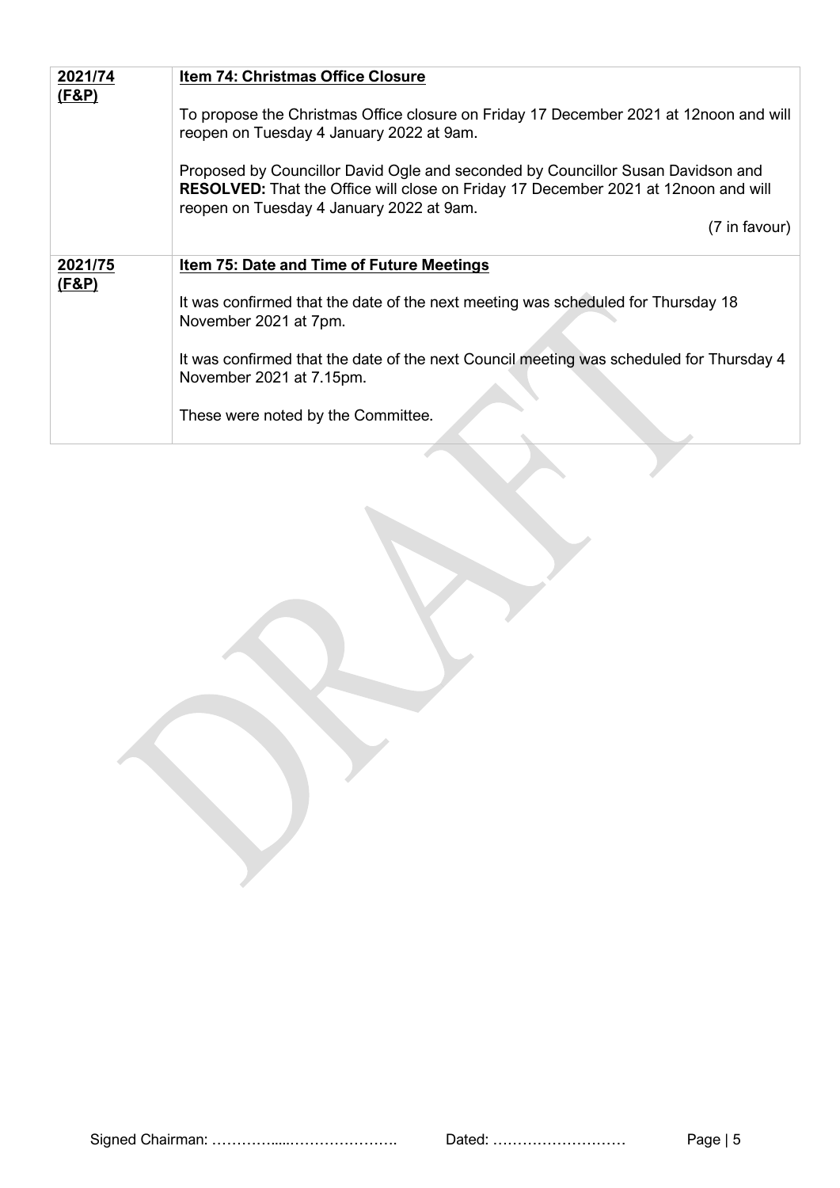| | |
|---|---|
| **2021/74 (F&P)** | **Item 74: Christmas Office Closure**<br><br>To propose the Christmas Office closure on Friday 17 December 2021 at 12noon and will reopen on Tuesday 4 January 2022 at 9am.<br><br>Proposed by Councillor David Ogle and seconded by Councillor Susan Davidson and **RESOLVED:** That the Office will close on Friday 17 December 2021 at 12noon and will reopen on Tuesday 4 January 2022 at 9am.<br><br>(7 in favour) |
| **2021/75 (F&P)** | **Item 75: Date and Time of Future Meetings**<br><br>It was confirmed that the date of the next meeting was scheduled for Thursday 18 November 2021 at 7pm.<br><br>It was confirmed that the date of the next Council meeting was scheduled for Thursday 4 November 2021 at 7.15pm.<br><br>These were noted by the Committee. |

Signed Chairman: …………......…………………. Dated: ………………………